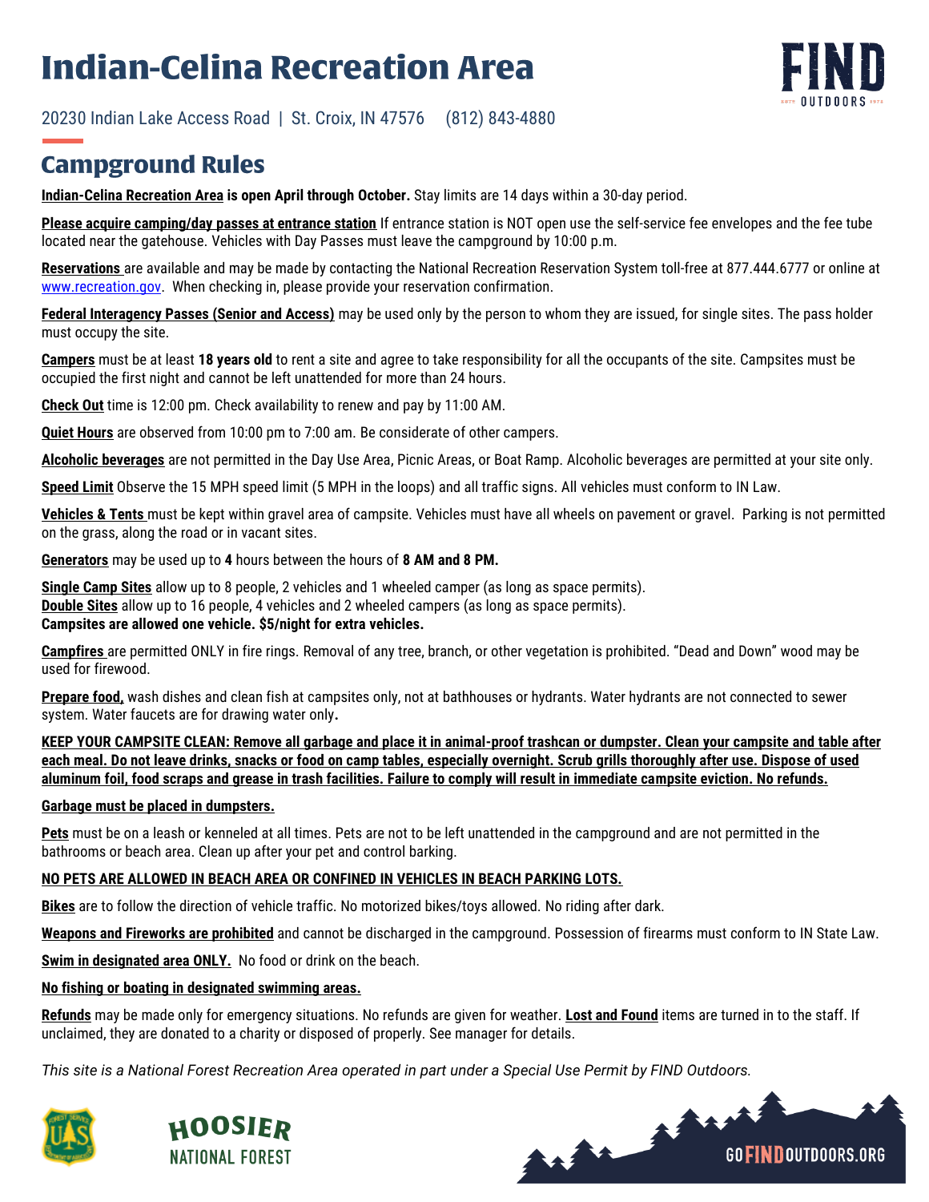# Indian-Celina Recreation Area

20230 Indian Lake Access Road | St. Croix, IN 47576 (812) 843-4880

## Campground Rules

**Indian-Celina Recreation Area is open April through October.** Stay limits are 14 days within a 30-day period.

**Please acquire camping/day passes at entrance station** If entrance station is NOT open use the self-service fee envelopes and the fee tube located near the gatehouse. Vehicles with Day Passes must leave the campground by 10:00 p.m.

**Reservations** are available and may be made by contacting the National Recreation Reservation System toll-free at 877.444.6777 or online at www.recreation.gov. When checking in, please provide your reservation confirmation.

**Federal Interagency Passes (Senior and Access)** may be used only by the person to whom they are issued, for single sites. The pass holder must occupy the site.

**Campers** must be at least **18 years old** to rent a site and agree to take responsibility for all the occupants of the site. Campsites must be occupied the first night and cannot be left unattended for more than 24 hours.

**Check Out** time is 12:00 pm. Check availability to renew and pay by 11:00 AM.

**Quiet Hours** are observed from 10:00 pm to 7:00 am. Be considerate of other campers.

**Alcoholic beverages** are not permitted in the Day Use Area, Picnic Areas, or Boat Ramp. Alcoholic beverages are permitted at your site only.

**Speed Limit** Observe the 15 MPH speed limit (5 MPH in the loops) and all traffic signs. All vehicles must conform to IN Law.

**Vehicles & Tents** must be kept within gravel area of campsite. Vehicles must have all wheels on pavement or gravel. Parking is not permitted on the grass, along the road or in vacant sites.

**Generators** may be used up to **4** hours between the hours of **8 AM and 8 PM.**

**Single Camp Sites** allow up to 8 people, 2 vehicles and 1 wheeled camper (as long as space permits).
**Double Sites** allow up to 16 people, 4 vehicles and 2 wheeled campers (as long as space permits).
**Campsites are allowed one vehicle. $5/night for extra vehicles.**

**Campfires** are permitted ONLY in fire rings. Removal of any tree, branch, or other vegetation is prohibited. "Dead and Down" wood may be used for firewood.

**Prepare food,** wash dishes and clean fish at campsites only, not at bathhouses or hydrants. Water hydrants are not connected to sewer system. Water faucets are for drawing water only**.**

**KEEP YOUR CAMPSITE CLEAN: Remove all garbage and place it in animal-proof trashcan or dumpster. Clean your campsite and table after each meal. Do not leave drinks, snacks or food on camp tables, especially overnight. Scrub grills thoroughly after use. Dispose of used aluminum foil, food scraps and grease in trash facilities. Failure to comply will result in immediate campsite eviction. No refunds.**

**Garbage must be placed in dumpsters.**

**Pets** must be on a leash or kenneled at all times. Pets are not to be left unattended in the campground and are not permitted in the bathrooms or beach area. Clean up after your pet and control barking.

**NO PETS ARE ALLOWED IN BEACH AREA OR CONFINED IN VEHICLES IN BEACH PARKING LOTS.**

**Bikes** are to follow the direction of vehicle traffic. No motorized bikes/toys allowed. No riding after dark.

**Weapons and Fireworks are prohibited** and cannot be discharged in the campground. Possession of firearms must conform to IN State Law.

**Swim in designated area ONLY.** No food or drink on the beach.

**No fishing or boating in designated swimming areas.**

**Refunds** may be made only for emergency situations. No refunds are given for weather. **Lost and Found** items are turned in to the staff. If unclaimed, they are donated to a charity or disposed of properly. See manager for details.

*This site is a National Forest Recreation Area operated in part under a Special Use Permit by FIND Outdoors.*

HOOSIER NATIONAL FOREST

GOFINDOUTDOORS.ORG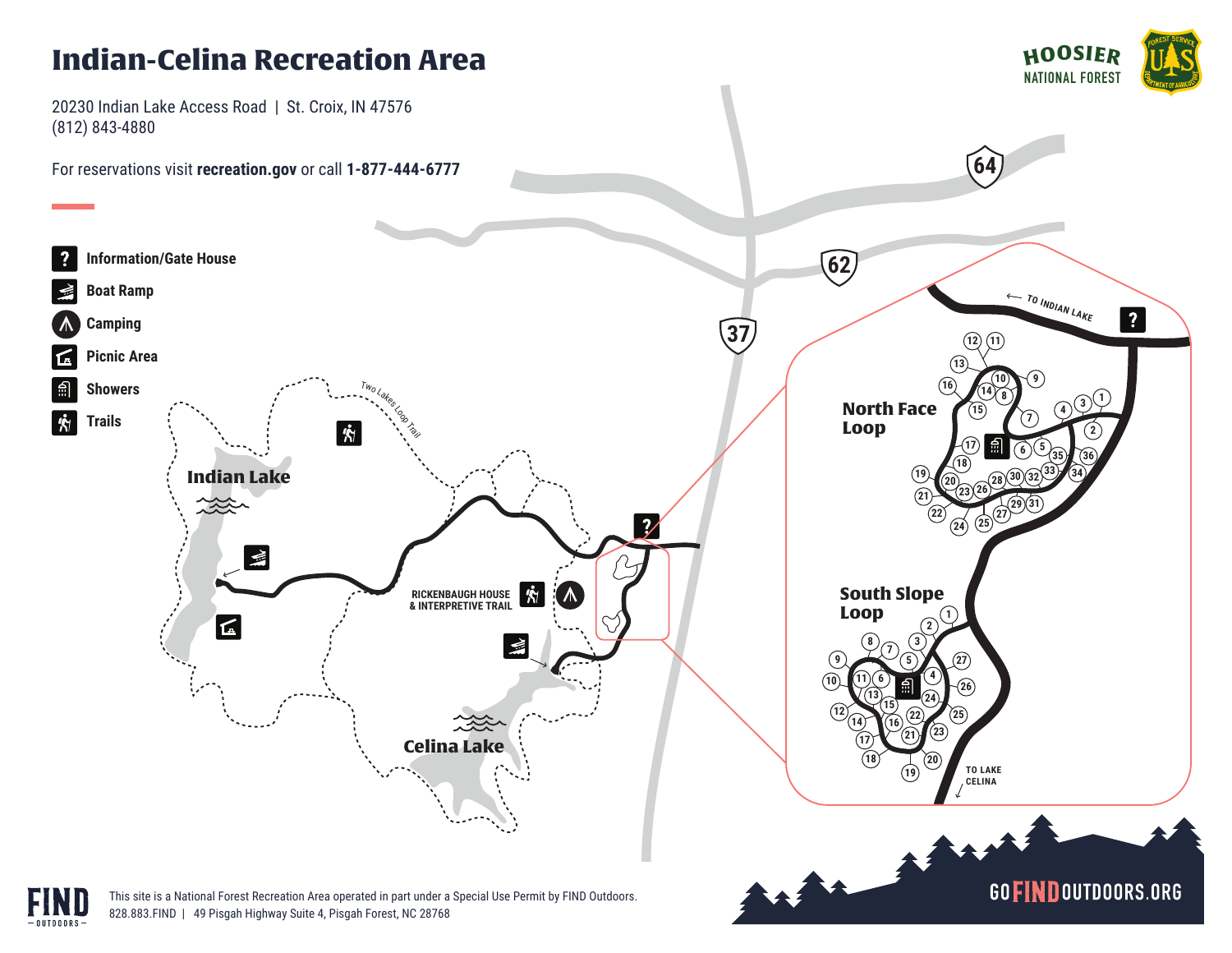# Indian-Celina Recreation Area

20230 Indian Lake Access Road | St. Croix, IN 47576
(812) 843-4880

For reservations visit **recreation.gov** or call **1-877-444-6777**

HOOSIER NATIONAL FOREST

- Information/Gate House
- Boat Ramp
- Camping
- Picnic Area
- Showers
- Trails

64
62
37

Indian Lake
Two Lakes Loop Trail
RICKENBAUGH HOUSE & INTERPRETIVE TRAIL
Celina Lake

TO INDIAN LAKE

North Face Loop

South Slope Loop

TO LAKE CELINA

This site is a National Forest Recreation Area operated in part under a Special Use Permit by FIND Outdoors.
828.883.FIND | 49 Pisgah Highway Suite 4, Pisgah Forest, NC 28768

GOFINDOUTDOORS.ORG